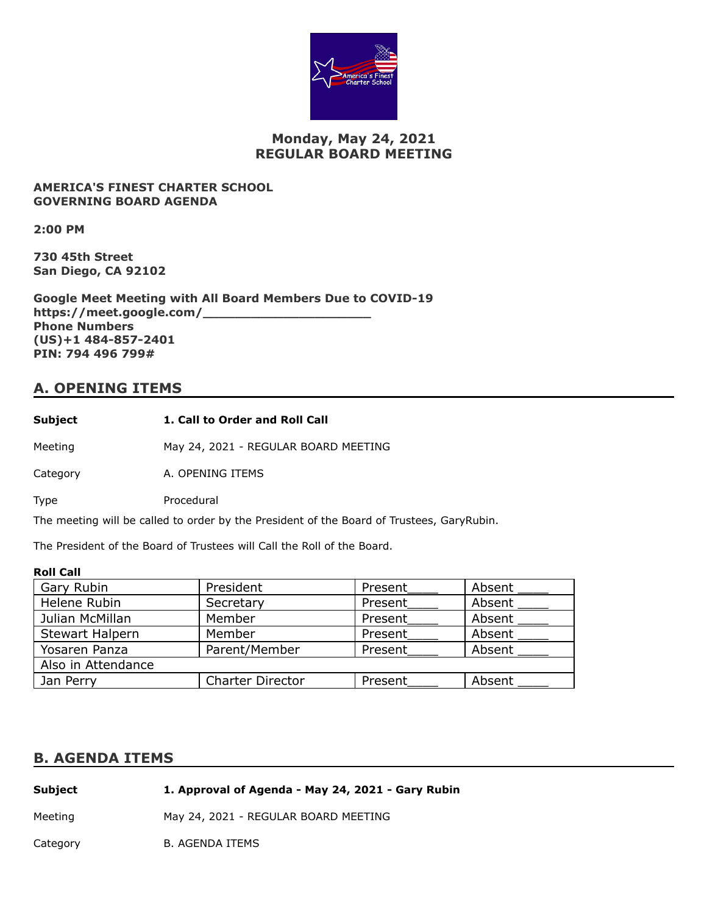# Monday, May 24, 2021
# REGULAR BOARD MEETING

**AMERICA'S FINEST CHARTER SCHOOL**
**GOVERNING BOARD AGENDA**

**2:00 PM**

**730 45th Street**
**San Diego, CA 92102**

**Google Meet Meeting with All Board Members Due to COVID-19**
**https://meet.google.com/______________________**
**Phone Numbers**
**(US)+1 484-857-2401**
**PIN: 794 496 799#**

## A. OPENING ITEMS

| | |
|---|---|
| **Subject** | **1. Call to Order and Roll Call** |
| Meeting | May 24, 2021 - REGULAR BOARD MEETING |
| Category | A. OPENING ITEMS |
| Type | Procedural |

The meeting will be called to order by the President of the Board of Trustees, GaryRubin.

The President of the Board of Trustees will Call the Roll of the Board.

**Roll Call**

| | | | |
|---|---|---|---|
| Gary Rubin | President | Present____ | Absent ____ |
| Helene Rubin | Secretary | Present____ | Absent ____ |
| Julian McMillan | Member | Present____ | Absent ____ |
| Stewart Halpern | Member | Present____ | Absent ____ |
| Yosaren Panza | Parent/Member | Present____ | Absent ____ |
| Also in Attendance | | | |
| Jan Perry | Charter Director | Present____ | Absent ____ |

## B. AGENDA ITEMS

| | |
|---|---|
| **Subject** | **1. Approval of Agenda - May 24, 2021 - Gary Rubin** |
| Meeting | May 24, 2021 - REGULAR BOARD MEETING |
| Category | B. AGENDA ITEMS |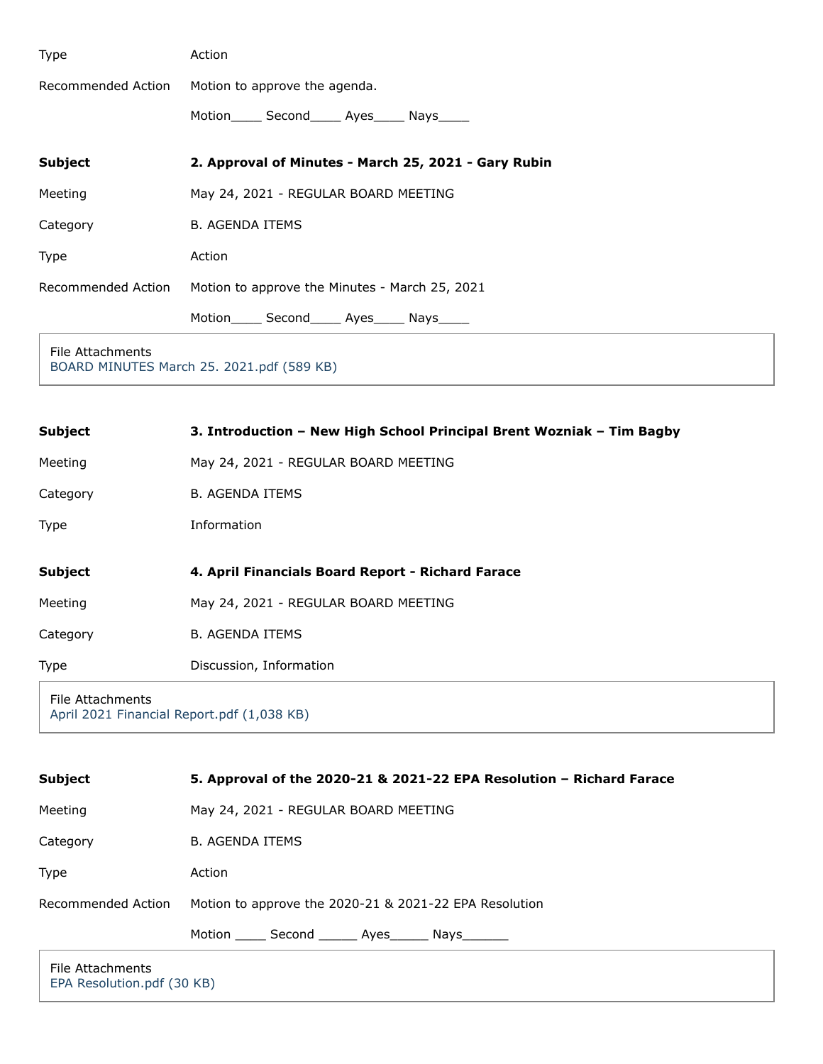Type Action

Recommended Action Motion to approve the agenda.

Motion____ Second____ Ayes____ Nays____

**Subject** **2. Approval of Minutes - March 25, 2021 - Gary Rubin**

Meeting May 24, 2021 - REGULAR BOARD MEETING

Category B. AGENDA ITEMS

Type Action

Recommended Action Motion to approve the Minutes - March 25, 2021

Motion____ Second____ Ayes____ Nays____

File Attachments
BOARD MINUTES March 25. 2021.pdf (589 KB)

**Subject** **3. Introduction – New High School Principal Brent Wozniak – Tim Bagby**

Meeting May 24, 2021 - REGULAR BOARD MEETING

Category B. AGENDA ITEMS

Type Information

**Subject** **4. April Financials Board Report - Richard Farace**

Meeting May 24, 2021 - REGULAR BOARD MEETING

Category B. AGENDA ITEMS

Type Discussion, Information

File Attachments
April 2021 Financial Report.pdf (1,038 KB)

**Subject** **5. Approval of the 2020-21 & 2021-22 EPA Resolution – Richard Farace**

Meeting May 24, 2021 - REGULAR BOARD MEETING

Category B. AGENDA ITEMS

Type Action

Recommended Action Motion to approve the 2020-21 & 2021-22 EPA Resolution

Motion ____ Second _____ Ayes_____ Nays______

File Attachments
EPA Resolution.pdf (30 KB)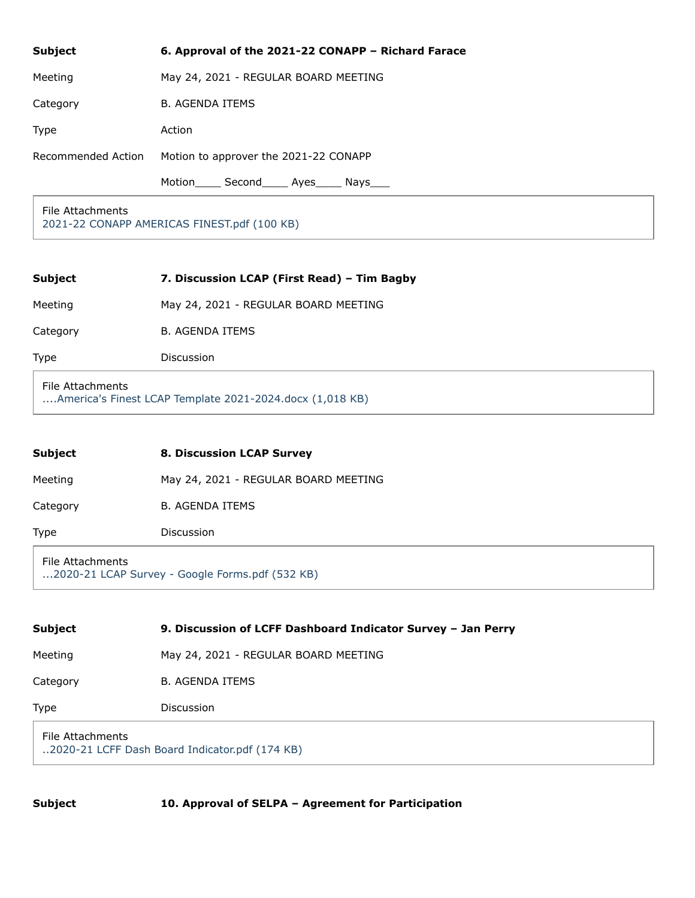| | |
|---|---|
| **Subject** | **6. Approval of the 2021-22 CONAPP – Richard Farace** |
| Meeting | May 24, 2021 - REGULAR BOARD MEETING |
| Category | B. AGENDA ITEMS |
| Type | Action |
| Recommended Action | Motion to approver the 2021-22 CONAPP |
| | Motion____ Second____ Ayes____ Nays___ |

File Attachments
2021-22 CONAPP AMERICAS FINEST.pdf (100 KB)

| | |
|---|---|
| **Subject** | **7. Discussion LCAP (First Read) – Tim Bagby** |
| Meeting | May 24, 2021 - REGULAR BOARD MEETING |
| Category | B. AGENDA ITEMS |
| Type | Discussion |

File Attachments
....America's Finest LCAP Template 2021-2024.docx (1,018 KB)

| | |
|---|---|
| **Subject** | **8. Discussion LCAP Survey** |
| Meeting | May 24, 2021 - REGULAR BOARD MEETING |
| Category | B. AGENDA ITEMS |
| Type | Discussion |

File Attachments
...2020-21 LCAP Survey - Google Forms.pdf (532 KB)

| | |
|---|---|
| **Subject** | **9. Discussion of LCFF Dashboard Indicator Survey – Jan Perry** |
| Meeting | May 24, 2021 - REGULAR BOARD MEETING |
| Category | B. AGENDA ITEMS |
| Type | Discussion |

File Attachments
..2020-21 LCFF Dash Board Indicator.pdf (174 KB)

| | |
|---|---|
| **Subject** | **10. Approval of SELPA – Agreement for Participation** |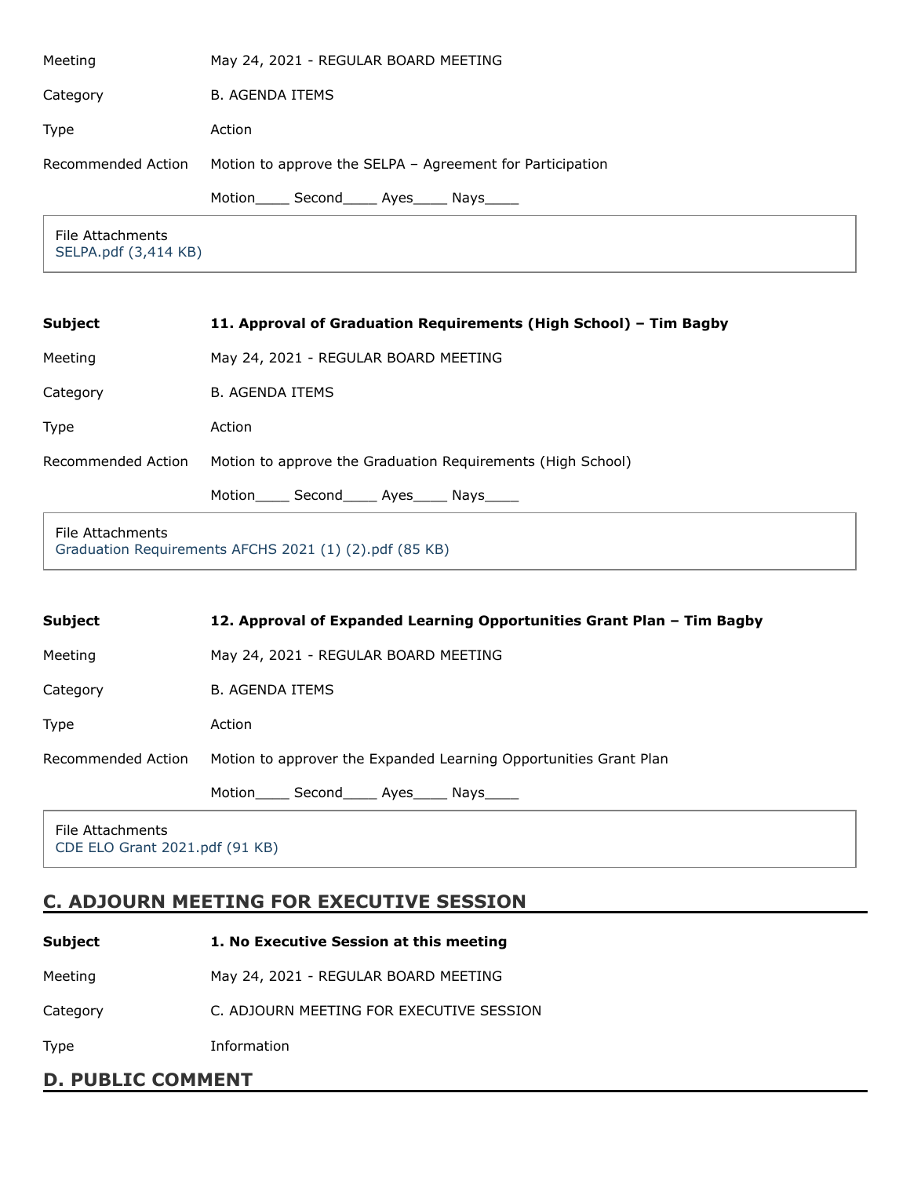| | |
|---|---|
| Meeting | May 24, 2021 - REGULAR BOARD MEETING |
| Category | B. AGENDA ITEMS |
| Type | Action |
| Recommended Action | Motion to approve the SELPA – Agreement for Participation |
| | Motion____ Second____ Ayes____ Nays____ |

File Attachments
SELPA.pdf (3,414 KB)

| | |
|---|---|
| **Subject** | **11. Approval of Graduation Requirements (High School) – Tim Bagby** |
| Meeting | May 24, 2021 - REGULAR BOARD MEETING |
| Category | B. AGENDA ITEMS |
| Type | Action |
| Recommended Action | Motion to approve the Graduation Requirements (High School) |
| | Motion____ Second____ Ayes____ Nays____ |

File Attachments
Graduation Requirements AFCHS 2021 (1) (2).pdf (85 KB)

| | |
|---|---|
| **Subject** | **12. Approval of Expanded Learning Opportunities Grant Plan – Tim Bagby** |
| Meeting | May 24, 2021 - REGULAR BOARD MEETING |
| Category | B. AGENDA ITEMS |
| Type | Action |
| Recommended Action | Motion to approver the Expanded Learning Opportunities Grant Plan |
| | Motion____ Second____ Ayes____ Nays____ |

File Attachments
CDE ELO Grant 2021.pdf (91 KB)

## C. ADJOURN MEETING FOR EXECUTIVE SESSION

| | |
|---|---|
| **Subject** | **1. No Executive Session at this meeting** |
| Meeting | May 24, 2021 - REGULAR BOARD MEETING |
| Category | C. ADJOURN MEETING FOR EXECUTIVE SESSION |
| Type | Information |

## D. PUBLIC COMMENT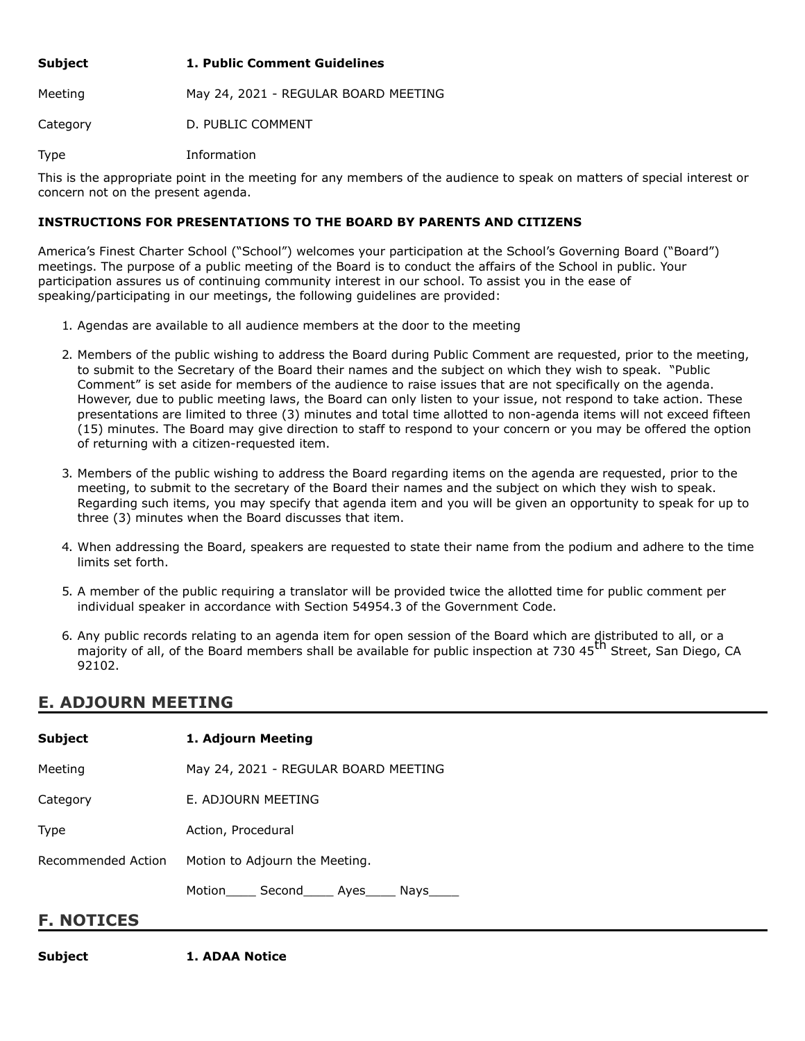**Subject** **1. Public Comment Guidelines**

Meeting May 24, 2021 - REGULAR BOARD MEETING

Category D. PUBLIC COMMENT

Type Information

This is the appropriate point in the meeting for any members of the audience to speak on matters of special interest or concern not on the present agenda.

**INSTRUCTIONS FOR PRESENTATIONS TO THE BOARD BY PARENTS AND CITIZENS**

America's Finest Charter School ("School") welcomes your participation at the School's Governing Board ("Board") meetings. The purpose of a public meeting of the Board is to conduct the affairs of the School in public. Your participation assures us of continuing community interest in our school. To assist you in the ease of speaking/participating in our meetings, the following guidelines are provided:

1. Agendas are available to all audience members at the door to the meeting
2. Members of the public wishing to address the Board during Public Comment are requested, prior to the meeting, to submit to the Secretary of the Board their names and the subject on which they wish to speak. "Public Comment" is set aside for members of the audience to raise issues that are not specifically on the agenda. However, due to public meeting laws, the Board can only listen to your issue, not respond to take action. These presentations are limited to three (3) minutes and total time allotted to non-agenda items will not exceed fifteen (15) minutes. The Board may give direction to staff to respond to your concern or you may be offered the option of returning with a citizen-requested item.
3. Members of the public wishing to address the Board regarding items on the agenda are requested, prior to the meeting, to submit to the secretary of the Board their names and the subject on which they wish to speak. Regarding such items, you may specify that agenda item and you will be given an opportunity to speak for up to three (3) minutes when the Board discusses that item.
4. When addressing the Board, speakers are requested to state their name from the podium and adhere to the time limits set forth.
5. A member of the public requiring a translator will be provided twice the allotted time for public comment per individual speaker in accordance with Section 54954.3 of the Government Code.
6. Any public records relating to an agenda item for open session of the Board which are distributed to all, or a majority of all, of the Board members shall be available for public inspection at 730 45th Street, San Diego, CA 92102.

## E. ADJOURN MEETING

**Subject** **1. Adjourn Meeting**

Meeting May 24, 2021 - REGULAR BOARD MEETING

Category E. ADJOURN MEETING

Type Action, Procedural

Recommended Action Motion to Adjourn the Meeting.

Motion____ Second____ Ayes____ Nays____

## F. NOTICES

**Subject** **1. ADAA Notice**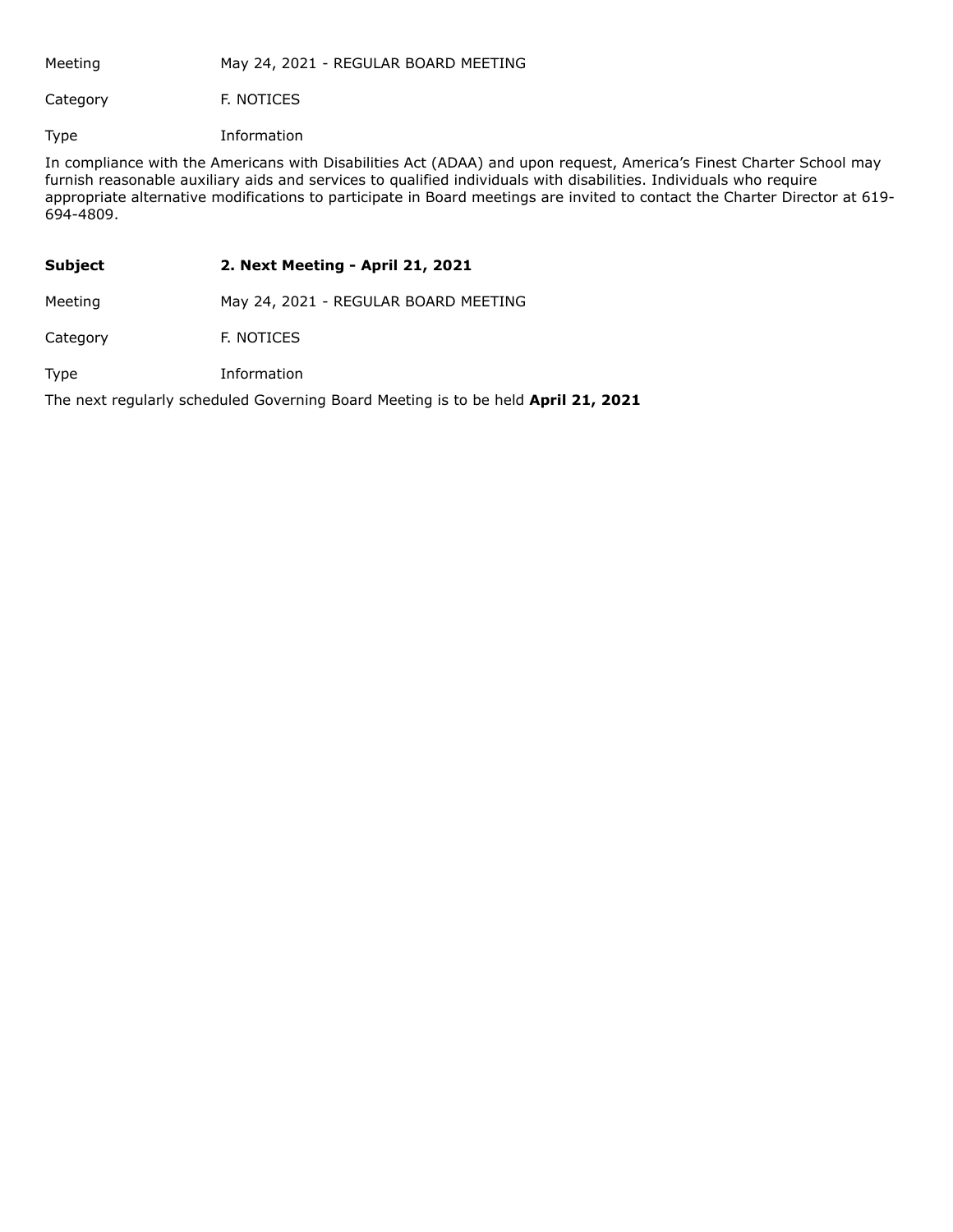Meeting May 24, 2021 - REGULAR BOARD MEETING

Category F. NOTICES

Type Information

In compliance with the Americans with Disabilities Act (ADAA) and upon request, America's Finest Charter School may furnish reasonable auxiliary aids and services to qualified individuals with disabilities. Individuals who require appropriate alternative modifications to participate in Board meetings are invited to contact the Charter Director at 619-694-4809.

**Subject** **2. Next Meeting - April 21, 2021**

Meeting May 24, 2021 - REGULAR BOARD MEETING

Category F. NOTICES

Type Information

The next regularly scheduled Governing Board Meeting is to be held **April 21, 2021**